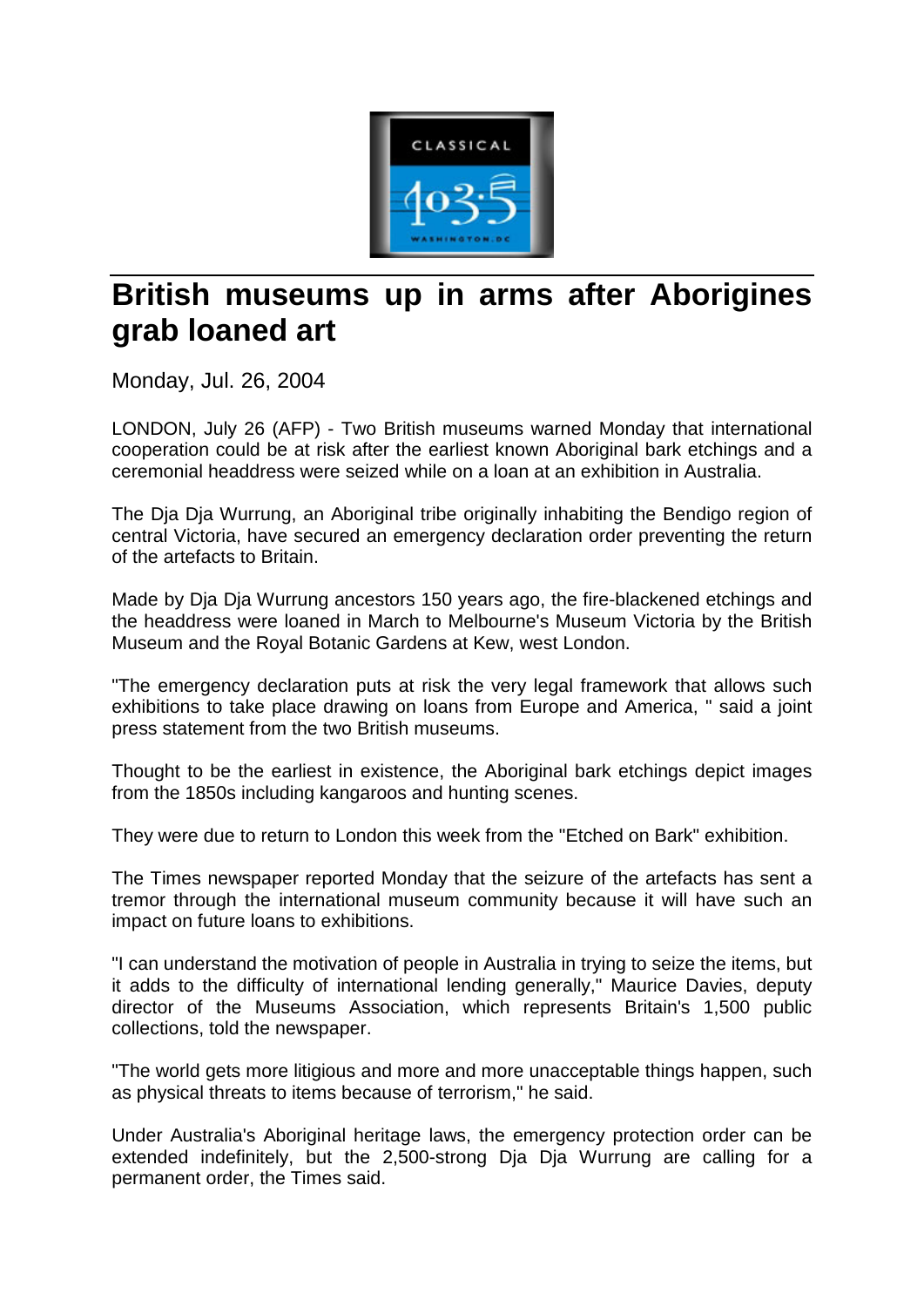# British museums up in arms after Aborigines grab loaned art

Monday, Jul. 26, 2004

LONDON, July 26 (AFP) - Two British museums warned Monday that international cooperation could be at risk after the earliest known Aboriginal bark etchings and a ceremonial headdress were seized while on a loan at an exhibition in Australia.

The Dja Dja Wurrung, an Aboriginal tribe originally inhabiting the Bendigo region of central Victoria, have secured an emergency declaration order preventing the return of the artefacts to Britain.

Made by Dja Dja Wurrung ancestors 150 years ago, the fire-blackened etchings and the headdress were loaned in March to Melbourne's Museum Victoria by the British Museum and the Royal Botanic Gardens at Kew, west London.

"The emergency declaration puts at risk the very legal framework that allows such exhibitions to take place drawing on loans from Europe and America, " said a joint press statement from the two British museums.

Thought to be the earliest in existence, the Aboriginal bark etchings depict images from the 1850s including kangaroos and hunting scenes.

They were due to return to London this week from the "Etched on Bark" exhibition.

The Times newspaper reported Monday that the seizure of the artefacts has sent a tremor through the international museum community because it will have such an impact on future loans to exhibitions.

"I can understand the motivation of people in Australia in trying to seize the items, but it adds to the difficulty of international lending generally," Maurice Davies, deputy director of the Museums Association, which represents Britain's 1,500 public collections, told the newspaper.

"The world gets more litigious and more and more unacceptable things happen, such as physical threats to items because of terrorism," he said.

Under Australia's Aboriginal heritage laws, the emergency protection order can be extended indefinitely, but the 2,500-strong Dja Dja Wurrung are calling for a permanent order, the Times said.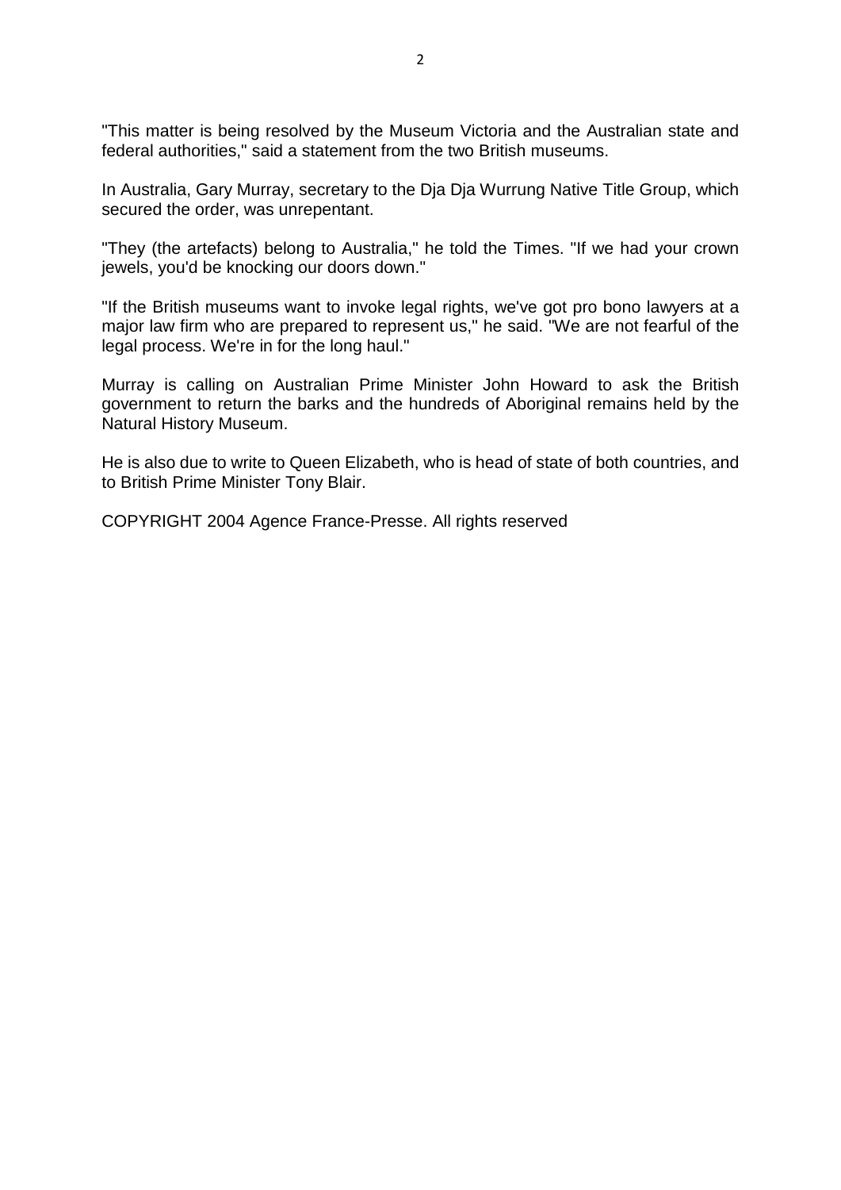"This matter is being resolved by the Museum Victoria and the Australian state and federal authorities," said a statement from the two British museums.

In Australia, Gary Murray, secretary to the Dja Dja Wurrung Native Title Group, which secured the order, was unrepentant.

"They (the artefacts) belong to Australia," he told the Times. "If we had your crown jewels, you'd be knocking our doors down."

"If the British museums want to invoke legal rights, we've got pro bono lawyers at a major law firm who are prepared to represent us," he said. "We are not fearful of the legal process. We're in for the long haul."

Murray is calling on Australian Prime Minister John Howard to ask the British government to return the barks and the hundreds of Aboriginal remains held by the Natural History Museum.

He is also due to write to Queen Elizabeth, who is head of state of both countries, and to British Prime Minister Tony Blair.

COPYRIGHT 2004 Agence France-Presse. All rights reserved